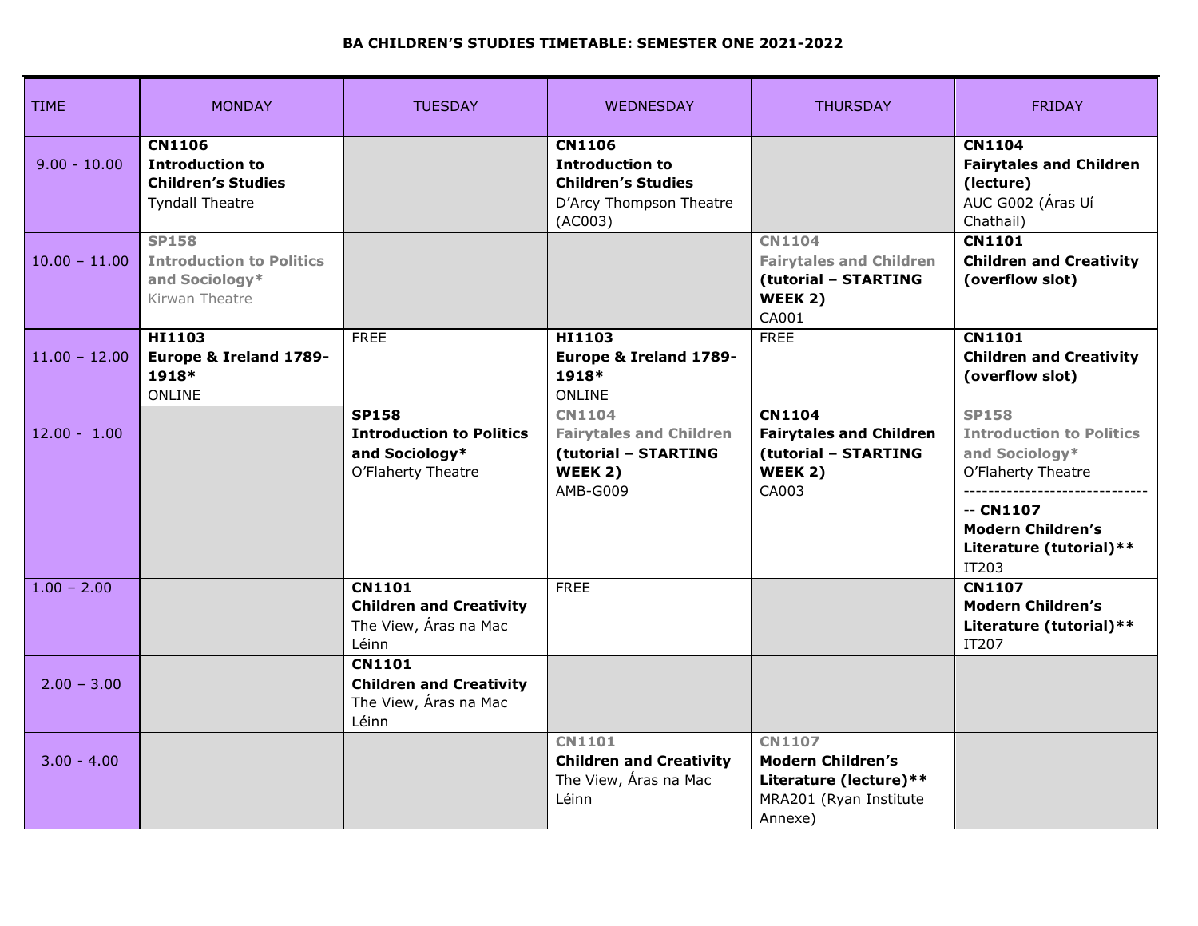**BA CHILDREN'S STUDIES TIMETABLE: SEMESTER ONE 2021-2022**

| TIME | MONDAY | TUESDAY | WEDNESDAY | THURSDAY | FRIDAY |
|---|---|---|---|---|---|
| 9.00 - 10.00 | **CN1106 Introduction to Children's Studies** Tyndall Theatre | | **CN1106 Introduction to Children's Studies** D'Arcy Thompson Theatre (AC003) | | **CN1104 Fairytales and Children (lecture)** AUC G002 (Áras Uí Chathail) |
| 10.00 – 11.00 | **SP158 Introduction to Politics and Sociology*** Kirwan Theatre | | | **CN1104 Fairytales and Children (tutorial – STARTING WEEK 2)** CA001 | **CN1101 Children and Creativity (overflow slot)** |
| 11.00 – 12.00 | **HI1103 Europe & Ireland 1789-1918*** ONLINE | FREE | **HI1103 Europe & Ireland 1789-1918*** ONLINE | FREE | **CN1101 Children and Creativity (overflow slot)** |
| 12.00 - 1.00 | | **SP158 Introduction to Politics and Sociology*** O'Flaherty Theatre | **CN1104 Fairytales and Children (tutorial – STARTING WEEK 2)** AMB-G009 | **CN1104 Fairytales and Children (tutorial – STARTING WEEK 2)** CA003 | **SP158 Introduction to Politics and Sociology*** O'Flaherty Theatre -------------------------------- **CN1107 Modern Children's Literature (tutorial)**** IT203 |
| 1.00 – 2.00 | | **CN1101 Children and Creativity** The View, Áras na Mac Léinn | FREE | | **CN1107 Modern Children's Literature (tutorial)**** IT207 |
| 2.00 – 3.00 | | **CN1101 Children and Creativity** The View, Áras na Mac Léinn | | | |
| 3.00 - 4.00 | | | **CN1101 Children and Creativity** The View, Áras na Mac Léinn | **CN1107 Modern Children's Literature (lecture)**** MRA201 (Ryan Institute Annexe) | |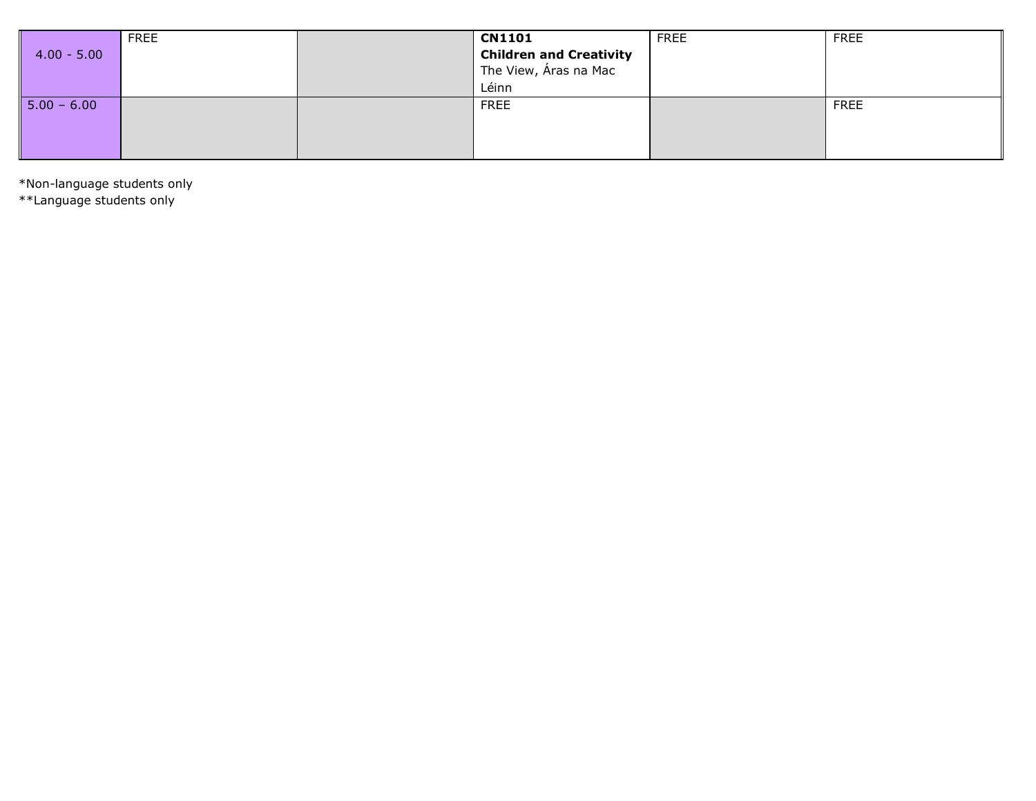| | | | | | |
|---|---|---|---|---|---|
| 4.00 - 5.00 | FREE | | **CN1101** **Children and Creativity** The View, Áras na Mac Léinn | FREE | FREE |
| 5.00 – 6.00 | | | FREE | | FREE |

*Non-language students only
**Language students only